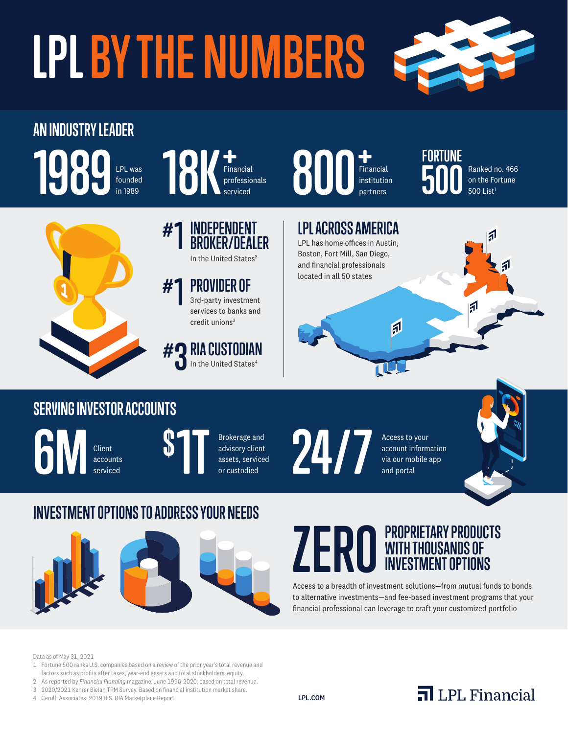# LPL BY THE NUMBERS

## AN INDUSTRY LEADER

**1989** LPL was founded in 1989

**18K+** Financial professionals serviced

**800+** Financial institution partners

**FORTUNE 500** Ranked no. 466 on the Fortune 500 List[1]

**#1 INDEPENDENT BROKER/DEALER**
In the United States[2]

**#1 PROVIDER OF**
3rd-party investment services to banks and credit unions[3]

**#3 RIA CUSTODIAN**
In the United States[4]

## LPL ACROSS AMERICA

LPL has home offices in Austin, Boston, Fort Mill, San Diego, and financial professionals located in all 50 states

## SERVING INVESTOR ACCOUNTS

**6M** Client accounts serviced

**$1T** Brokerage and advisory client assets, serviced or custodied

**24/7** Access to your account information via our mobile app and portal

## INVESTMENT OPTIONS TO ADDRESS YOUR NEEDS

**ZERO PROPRIETARY PRODUCTS WITH THOUSANDS OF INVESTMENT OPTIONS**

Access to a breadth of investment solutions—from mutual funds to bonds to alternative investments—and fee-based investment programs that your financial professional can leverage to craft your customized portfolio

Data as of May 31, 2021

1. Fortune 500 ranks U.S. companies based on a review of the prior year's total revenue and factors such as profits after taxes, year-end assets and total stockholders' equity.
2. As reported by *Financial Planning* magazine, June 1996-2020, based on total revenue.
3. 2020/2021 Kehrer Bielan TPM Survey. Based on financial institution market share.
4. Cerulli Associates, 2019 U.S. RIA Marketplace Report

LPL.COM

LPL Financial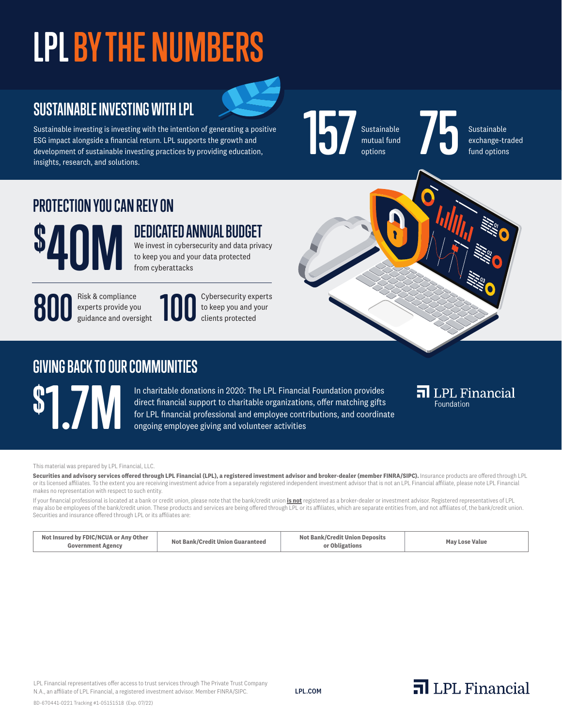# LPL BY THE NUMBERS

## SUSTAINABLE INVESTING WITH LPL

Sustainable investing is investing with the intention of generating a positive ESG impact alongside a financial return. LPL supports the growth and development of sustainable investing practices by providing education, insights, research, and solutions.

**157** Sustainable mutual fund options

**75** Sustainable exchange-traded fund options

## PROTECTION YOU CAN RELY ON

**$40M**

### DEDICATED ANNUAL BUDGET

We invest in cybersecurity and data privacy to keep you and your data protected from cyberattacks

**800** Risk & compliance experts provide you guidance and oversight

**100** Cybersecurity experts to keep you and your clients protected

## GIVING BACK TO OUR COMMUNITIES

**$1.7M**

In charitable donations in 2020: The LPL Financial Foundation provides direct financial support to charitable organizations, offer matching gifts for LPL financial professional and employee contributions, and coordinate ongoing employee giving and volunteer activities

LPL Financial Foundation

This material was prepared by LPL Financial, LLC.

**Securities and advisory services offered through LPL Financial (LPL), a registered investment advisor and broker-dealer (member FINRA/SIPC).** Insurance products are offered through LPL or its licensed affiliates. To the extent you are receiving investment advice from a separately registered independent investment advisor that is not an LPL Financial affiliate, please note LPL Financial makes no representation with respect to such entity.

If your financial professional is located at a bank or credit union, please note that the bank/credit union **is not** registered as a broker-dealer or investment advisor. Registered representatives of LPL may also be employees of the bank/credit union. These products and services are being offered through LPL or its affiliates, which are separate entities from, and not affiliates of, the bank/credit union. Securities and insurance offered through LPL or its affiliates are:

| | | | |
|---|---|---|---|
| Not Insured by FDIC/NCUA or Any Other Government Agency | Not Bank/Credit Union Guaranteed | Not Bank/Credit Union Deposits or Obligations | May Lose Value |

LPL Financial representatives offer access to trust services through The Private Trust Company N.A., an affiliate of LPL Financial, a registered investment advisor. Member FINRA/SIPC.

LPL.COM

LPL Financial

BD-670441-0221 Tracking #1-05151518 (Exp. 07/22)